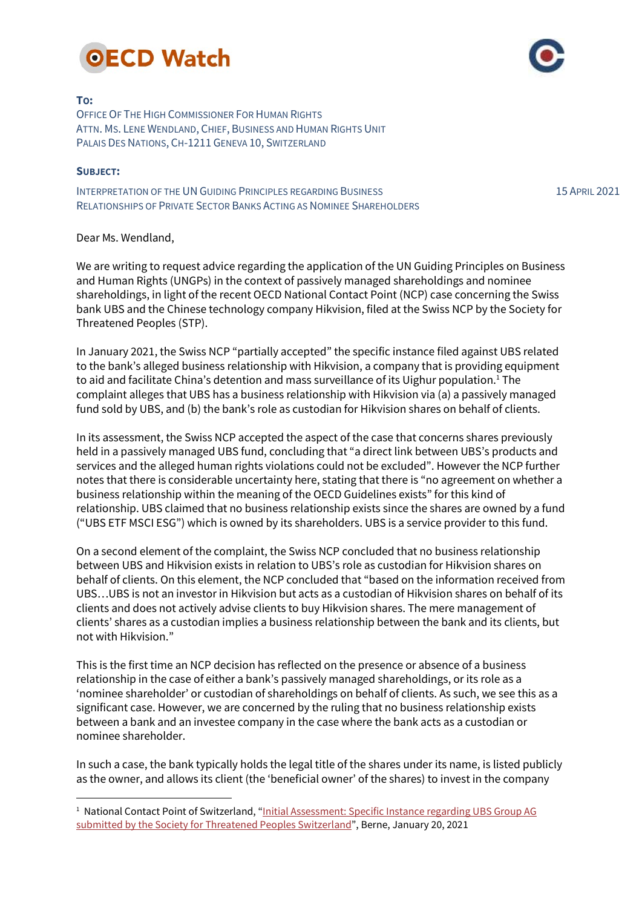# OECD Watch

**To:**
Office Of The High Commissioner For Human Rights
Attn. Ms. Lene Wendland, Chief, Business and Human Rights Unit
Palais Des Nations, CH-1211 Geneva 10, Switzerland

**Subject:**

Interpretation of the UN Guiding Principles regarding Business Relationships of Private Sector Banks Acting as Nominee Shareholders

15 April 2021

Dear Ms. Wendland,

We are writing to request advice regarding the application of the UN Guiding Principles on Business and Human Rights (UNGPs) in the context of passively managed shareholdings and nominee shareholdings, in light of the recent OECD National Contact Point (NCP) case concerning the Swiss bank UBS and the Chinese technology company Hikvision, filed at the Swiss NCP by the Society for Threatened Peoples (STP).

In January 2021, the Swiss NCP "partially accepted" the specific instance filed against UBS related to the bank's alleged business relationship with Hikvision, a company that is providing equipment to aid and facilitate China's detention and mass surveillance of its Uighur population.[1] The complaint alleges that UBS has a business relationship with Hikvision via (a) a passively managed fund sold by UBS, and (b) the bank's role as custodian for Hikvision shares on behalf of clients.

In its assessment, the Swiss NCP accepted the aspect of the case that concerns shares previously held in a passively managed UBS fund, concluding that "a direct link between UBS's products and services and the alleged human rights violations could not be excluded". However the NCP further notes that there is considerable uncertainty here, stating that there is "no agreement on whether a business relationship within the meaning of the OECD Guidelines exists" for this kind of relationship. UBS claimed that no business relationship exists since the shares are owned by a fund ("UBS ETF MSCI ESG") which is owned by its shareholders. UBS is a service provider to this fund.

On a second element of the complaint, the Swiss NCP concluded that no business relationship between UBS and Hikvision exists in relation to UBS's role as custodian for Hikvision shares on behalf of clients. On this element, the NCP concluded that "based on the information received from UBS…UBS is not an investor in Hikvision but acts as a custodian of Hikvision shares on behalf of its clients and does not actively advise clients to buy Hikvision shares. The mere management of clients' shares as a custodian implies a business relationship between the bank and its clients, but not with Hikvision."

This is the first time an NCP decision has reflected on the presence or absence of a business relationship in the case of either a bank's passively managed shareholdings, or its role as a 'nominee shareholder' or custodian of shareholdings on behalf of clients. As such, we see this as a significant case. However, we are concerned by the ruling that no business relationship exists between a bank and an investee company in the case where the bank acts as a custodian or nominee shareholder.

In such a case, the bank typically holds the legal title of the shares under its name, is listed publicly as the owner, and allows its client (the 'beneficial owner' of the shares) to invest in the company

---

[1] National Contact Point of Switzerland, "Initial Assessment: Specific Instance regarding UBS Group AG submitted by the Society for Threatened Peoples Switzerland", Berne, January 20, 2021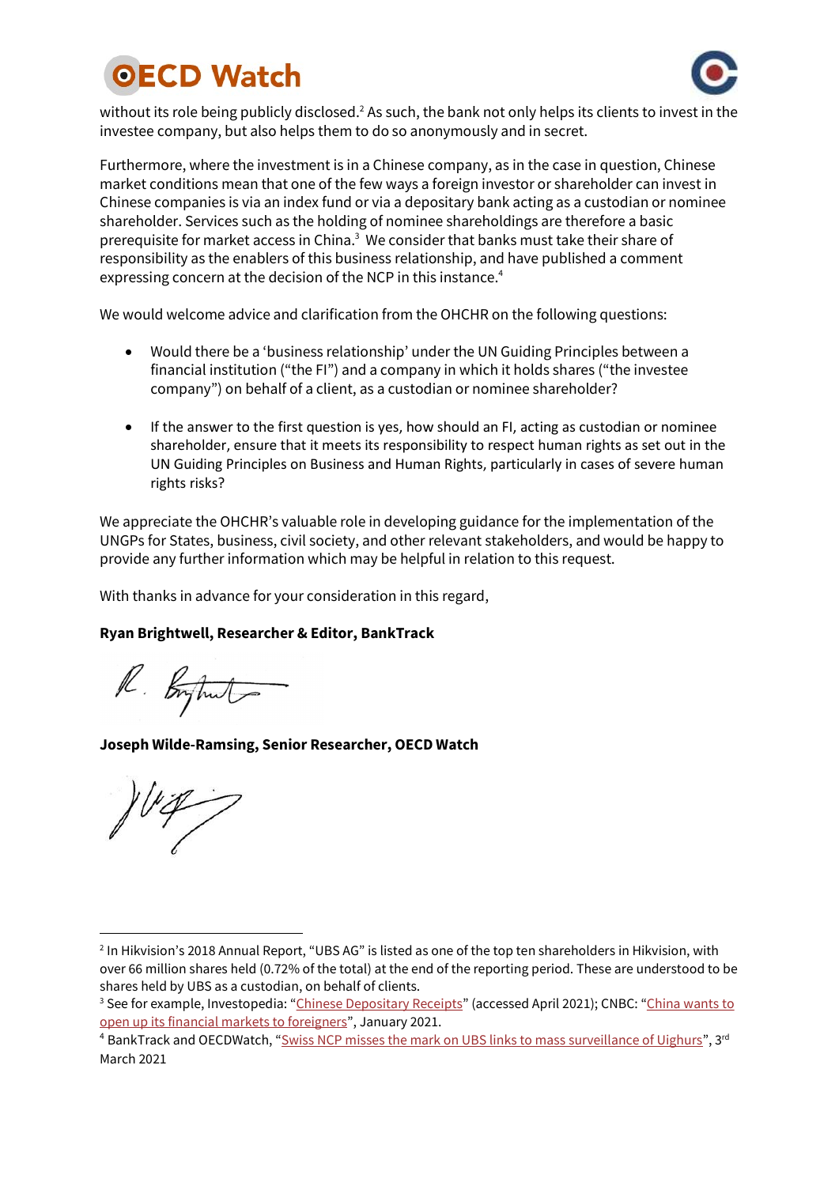without its role being publicly disclosed.[2] As such, the bank not only helps its clients to invest in the investee company, but also helps them to do so anonymously and in secret.

Furthermore, where the investment is in a Chinese company, as in the case in question, Chinese market conditions mean that one of the few ways a foreign investor or shareholder can invest in Chinese companies is via an index fund or via a depositary bank acting as a custodian or nominee shareholder. Services such as the holding of nominee shareholdings are therefore a basic prerequisite for market access in China.[3] We consider that banks must take their share of responsibility as the enablers of this business relationship, and have published a comment expressing concern at the decision of the NCP in this instance.[4]

We would welcome advice and clarification from the OHCHR on the following questions:

- Would there be a 'business relationship' under the UN Guiding Principles between a financial institution ("the FI") and a company in which it holds shares ("the investee company") on behalf of a client, as a custodian or nominee shareholder?
- If the answer to the first question is yes, how should an FI, acting as custodian or nominee shareholder, ensure that it meets its responsibility to respect human rights as set out in the UN Guiding Principles on Business and Human Rights, particularly in cases of severe human rights risks?

We appreciate the OHCHR's valuable role in developing guidance for the implementation of the UNGPs for States, business, civil society, and other relevant stakeholders, and would be happy to provide any further information which may be helpful in relation to this request.

With thanks in advance for your consideration in this regard,

**Ryan Brightwell, Researcher & Editor, BankTrack**

**Joseph Wilde-Ramsing, Senior Researcher, OECD Watch**

---

[2] In Hikvision's 2018 Annual Report, "UBS AG" is listed as one of the top ten shareholders in Hikvision, with over 66 million shares held (0.72% of the total) at the end of the reporting period. These are understood to be shares held by UBS as a custodian, on behalf of clients.

[3] See for example, Investopedia: "Chinese Depositary Receipts" (accessed April 2021); CNBC: "China wants to open up its financial markets to foreigners", January 2021.

[4] BankTrack and OECDWatch, "Swiss NCP misses the mark on UBS links to mass surveillance of Uighurs", 3rd March 2021